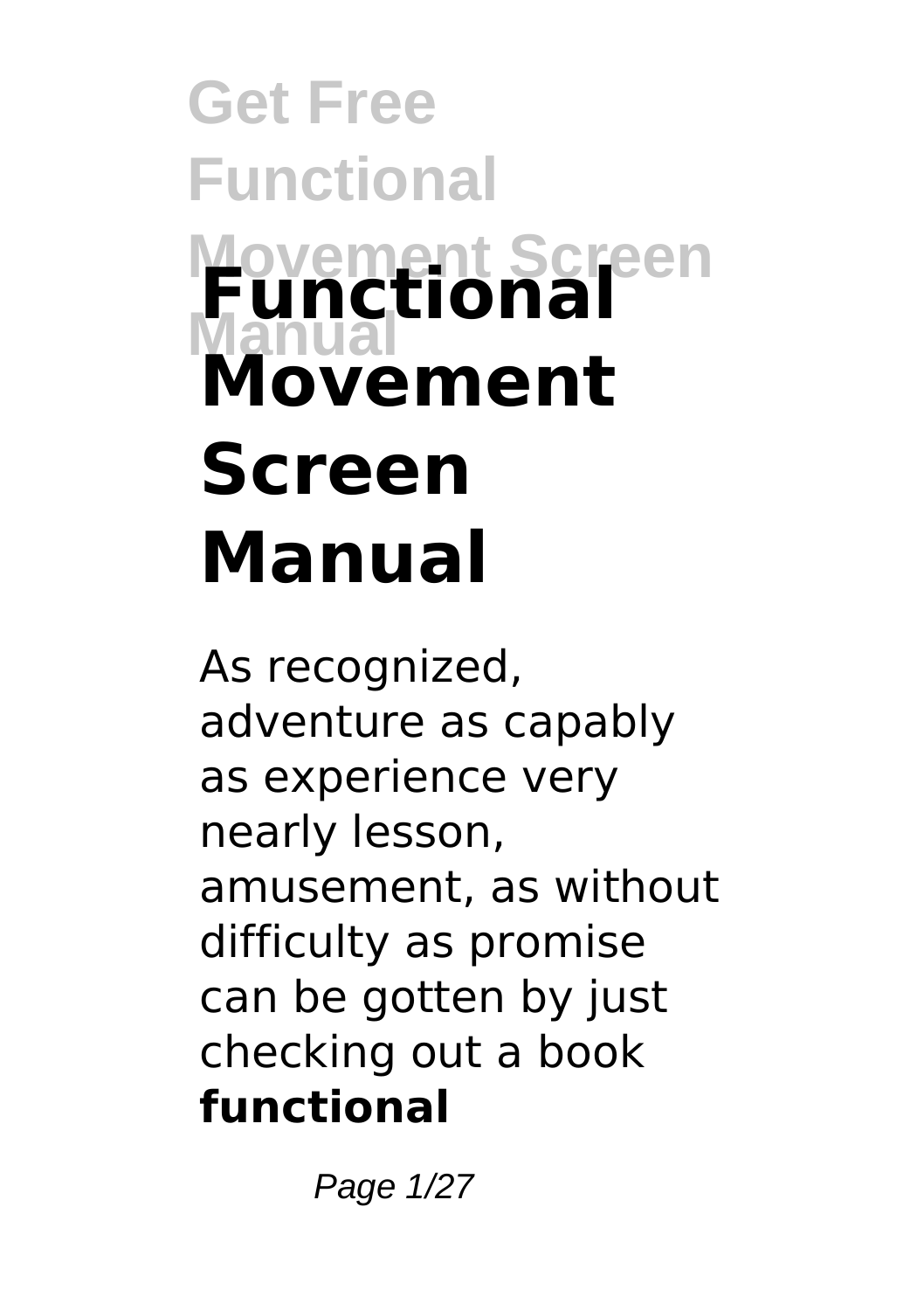# Functional Movement Screen Manual

As recognized, adventure as capably as experience very nearly lesson, amusement, as without difficulty as promise can be gotten by just checking out a book **functional**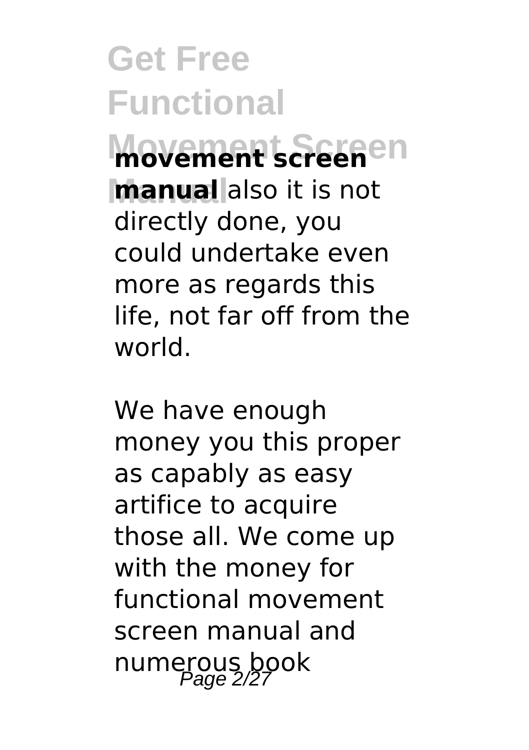**movement screen manual** also it is not directly done, you could undertake even more as regards this life, not far off from the world.

We have enough money you this proper as capably as easy artifice to acquire those all. We come up with the money for functional movement screen manual and numerous book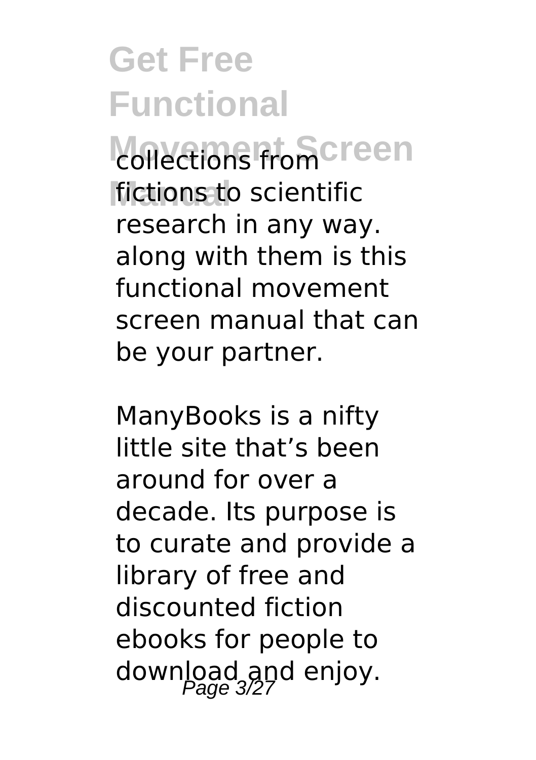collections from fictions to scientific research in any way. along with them is this functional movement screen manual that can be your partner.

ManyBooks is a nifty little site that's been around for over a decade. Its purpose is to curate and provide a library of free and discounted fiction ebooks for people to download and enjoy.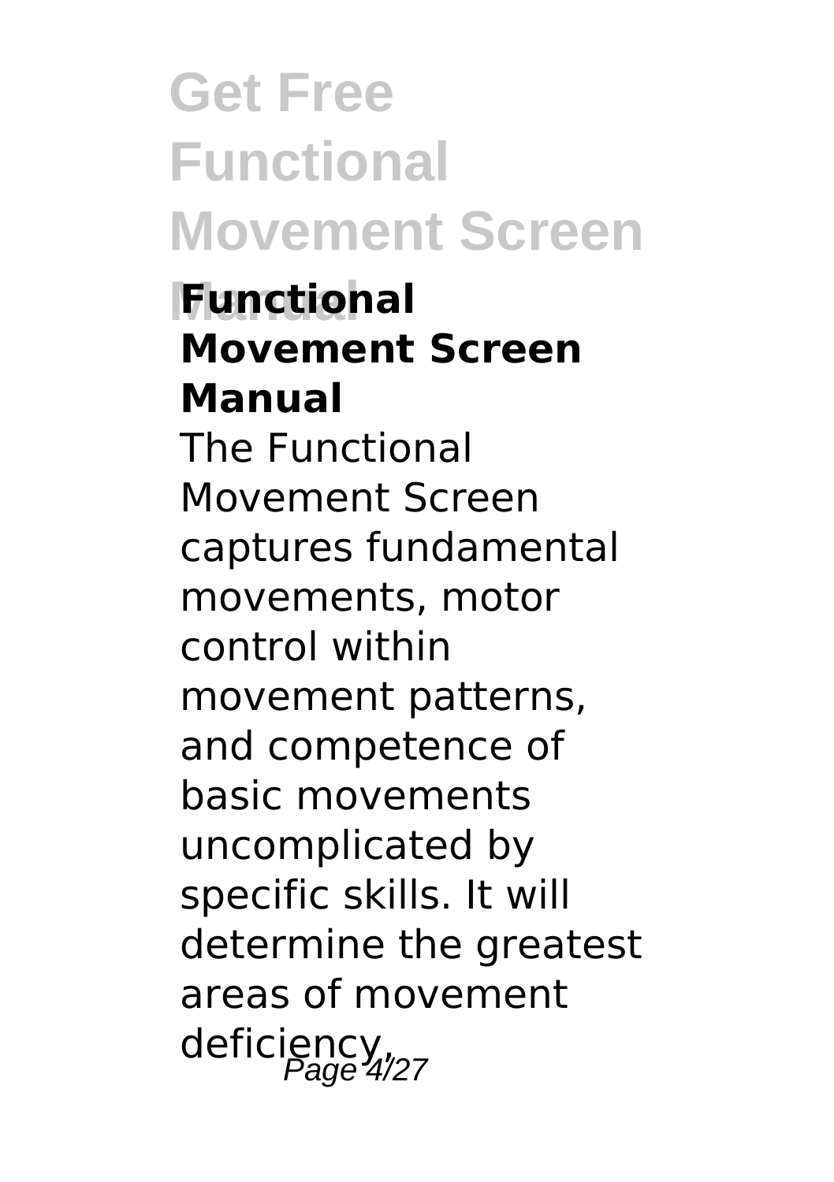## Functional Movement Screen Manual

The Functional Movement Screen captures fundamental movements, motor control within movement patterns, and competence of basic movements uncomplicated by specific skills. It will determine the greatest areas of movement deficiency,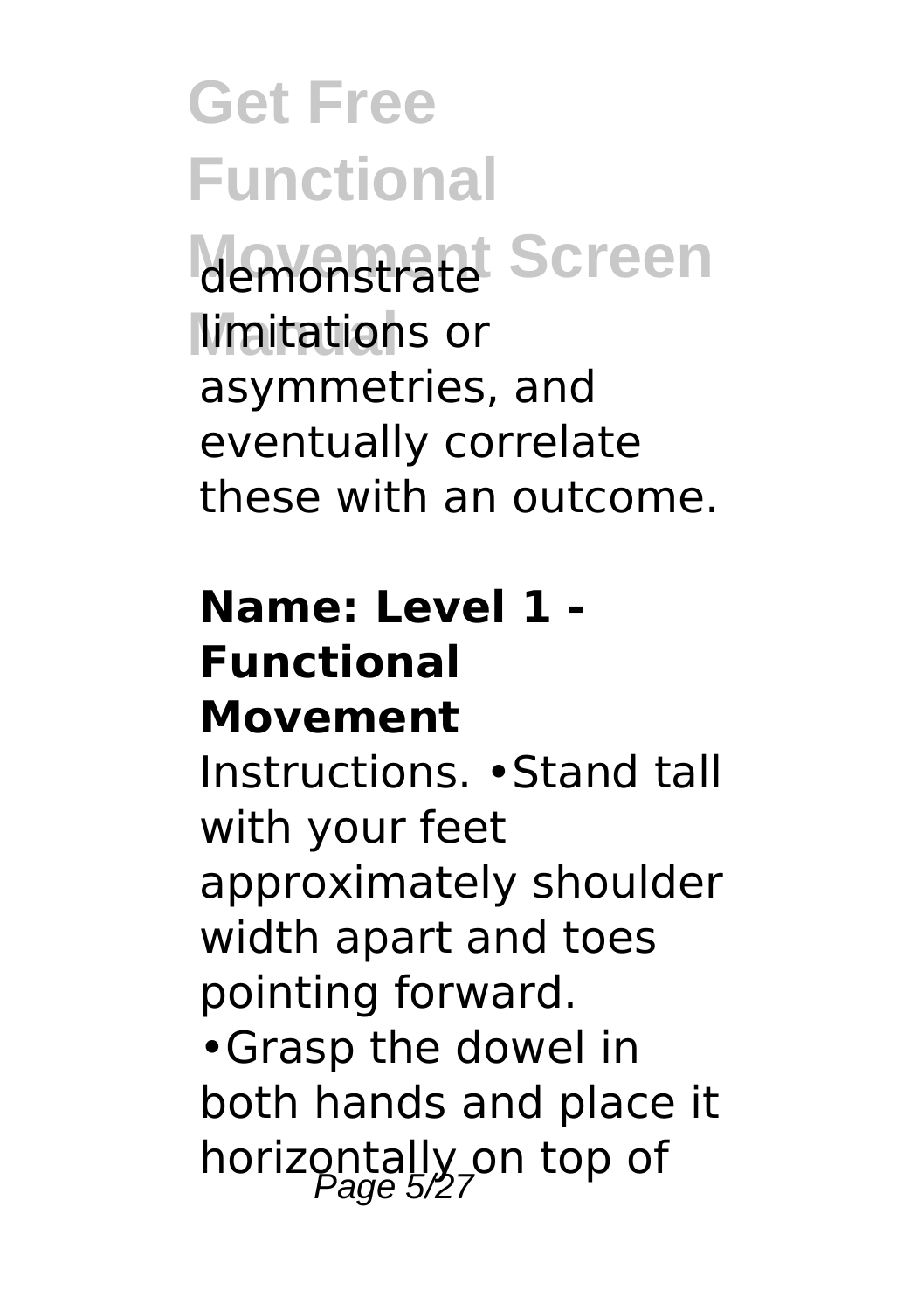demonstrate limitations or asymmetries, and eventually correlate these with an outcome.

### Name: Level 1 - Functional Movement

Instructions. •Stand tall with your feet approximately shoulder width apart and toes pointing forward. •Grasp the dowel in both hands and place it horizontally on top of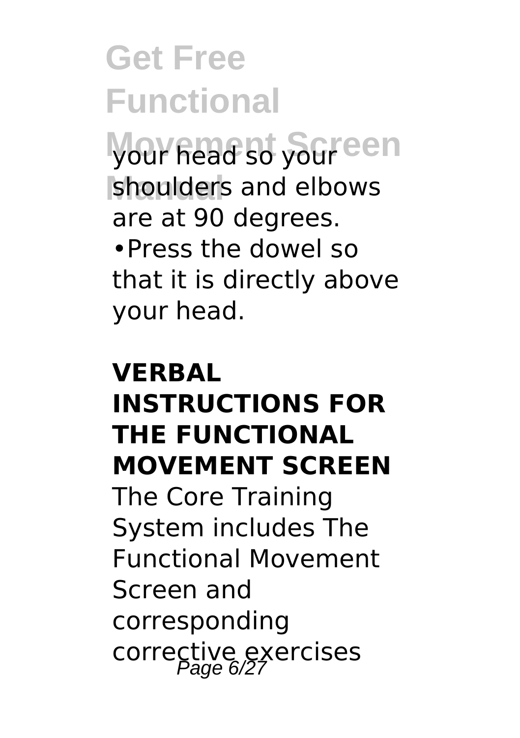your head so your shoulders and elbows are at 90 degrees.

•Press the dowel so that it is directly above your head.

**VERBAL INSTRUCTIONS FOR THE FUNCTIONAL MOVEMENT SCREEN**

The Core Training System includes The Functional Movement Screen and corresponding corrective exercises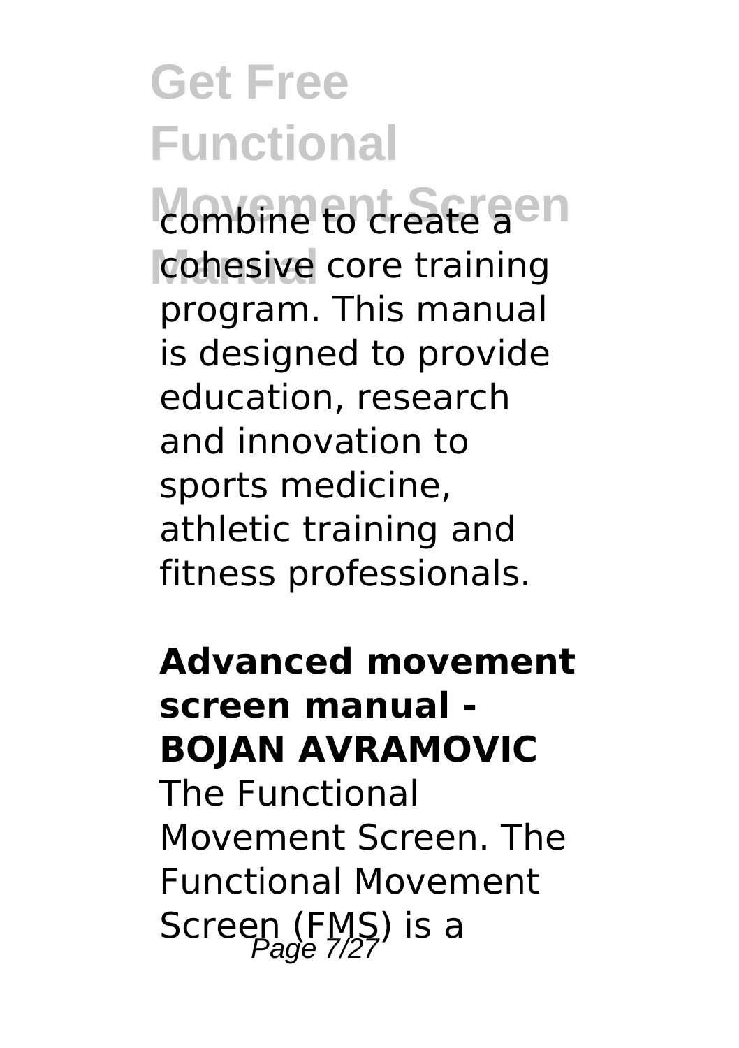combine to create a cohesive core training program. This manual is designed to provide education, research and innovation to sports medicine, athletic training and fitness professionals.

**Advanced movement screen manual - BOJAN AVRAMOVIC**

The Functional Movement Screen. The Functional Movement Screen (FMS) is a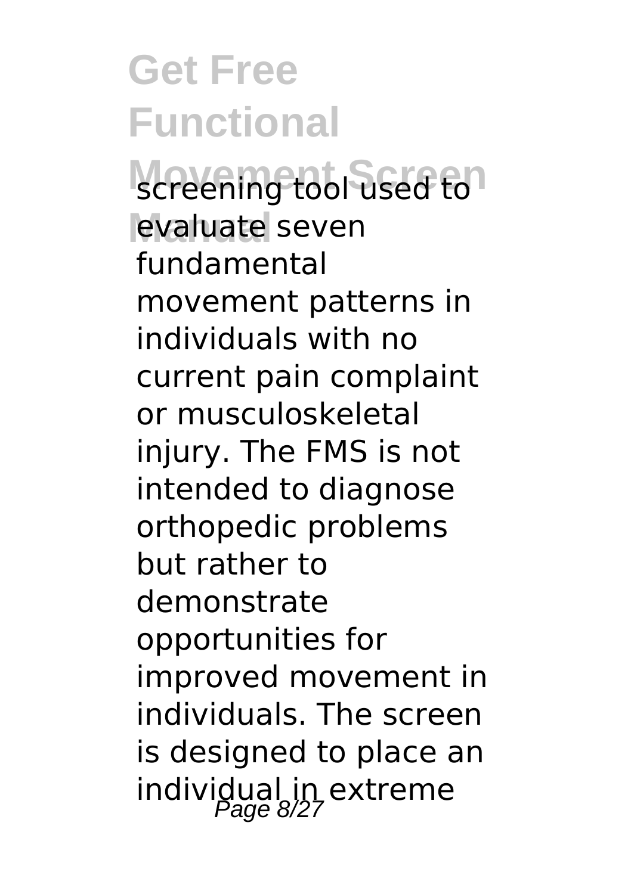screening tool used to evaluate seven fundamental movement patterns in individuals with no current pain complaint or musculoskeletal injury. The FMS is not intended to diagnose orthopedic problems but rather to demonstrate opportunities for improved movement in individuals. The screen is designed to place an individual in extreme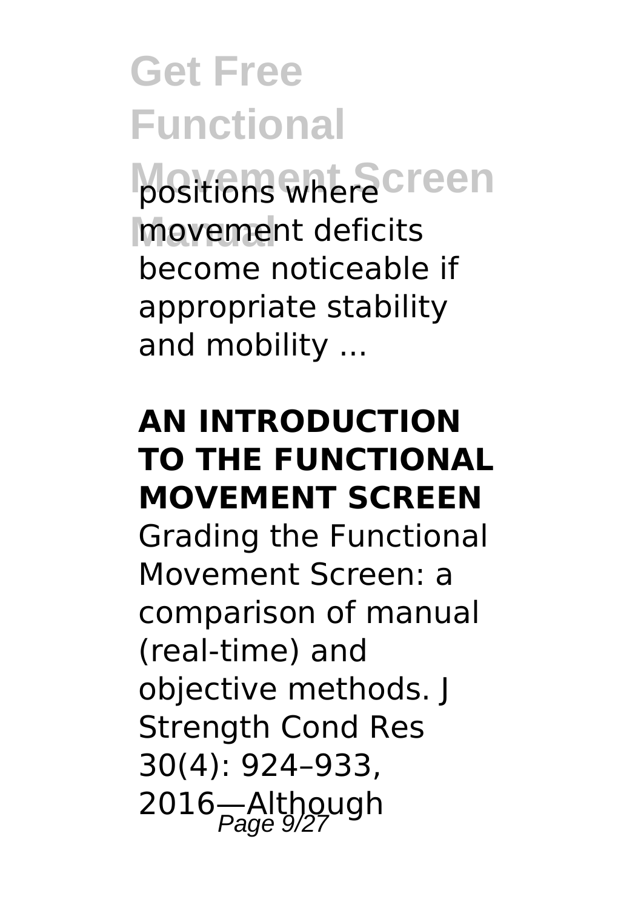positions where movement deficits become noticeable if appropriate stability and mobility ...

## AN INTRODUCTION TO THE FUNCTIONAL MOVEMENT SCREEN

Grading the Functional Movement Screen: a comparison of manual (real-time) and objective methods. J Strength Cond Res 30(4): 924–933, 2016—Although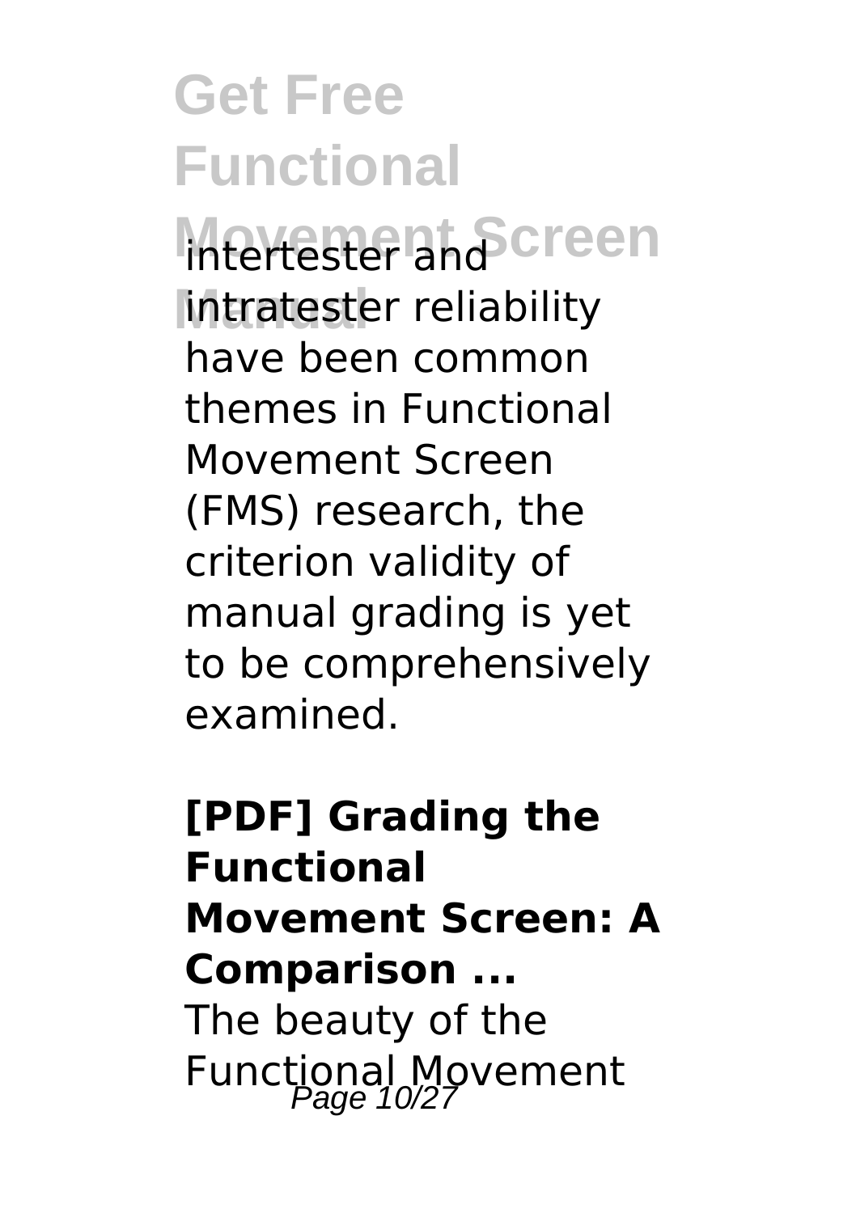intertester and intratester reliability have been common themes in Functional Movement Screen (FMS) research, the criterion validity of manual grading is yet to be comprehensively examined.

**[PDF] Grading the Functional Movement Screen: A Comparison ...**

The beauty of the Functional Movement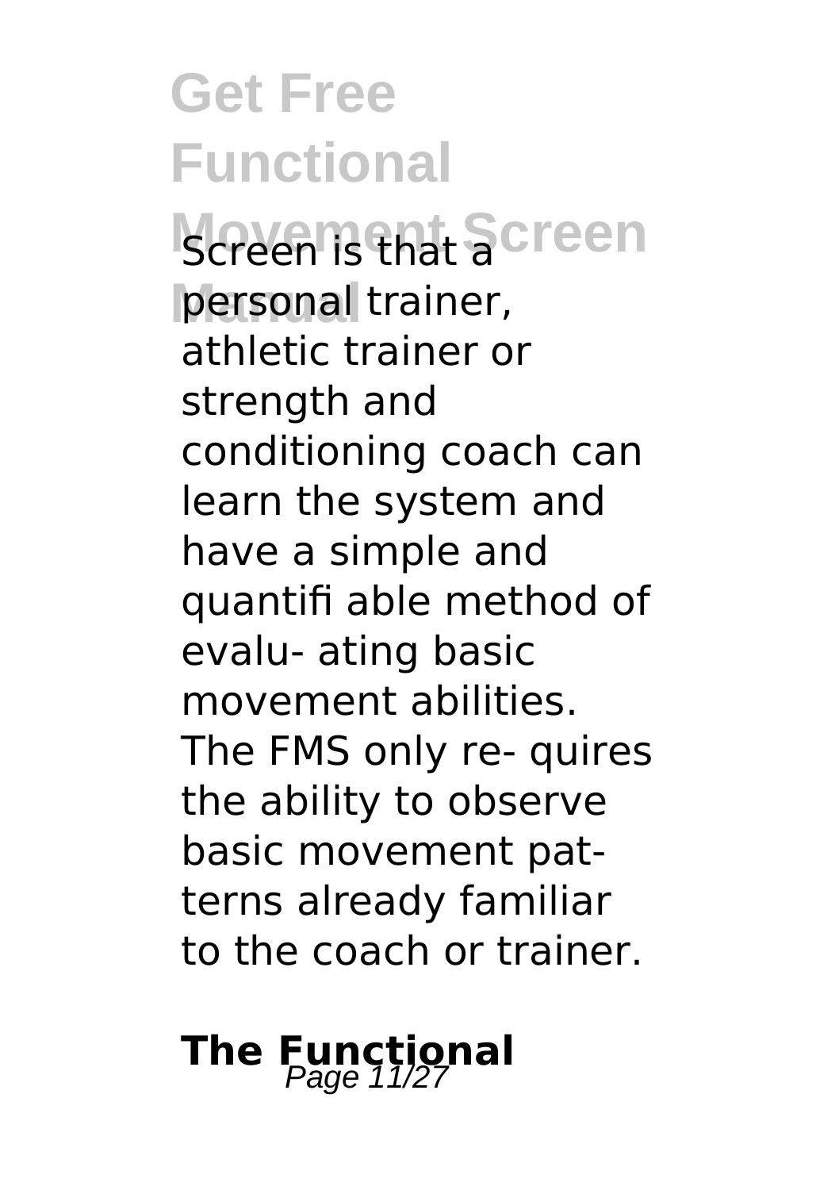Screen is that a personal trainer, athletic trainer or strength and conditioning coach can learn the system and have a simple and quantifi able method of evalu- ating basic movement abilities. The FMS only re- quires the ability to observe basic movement pat- terns already familiar to the coach or trainer.

## The Functional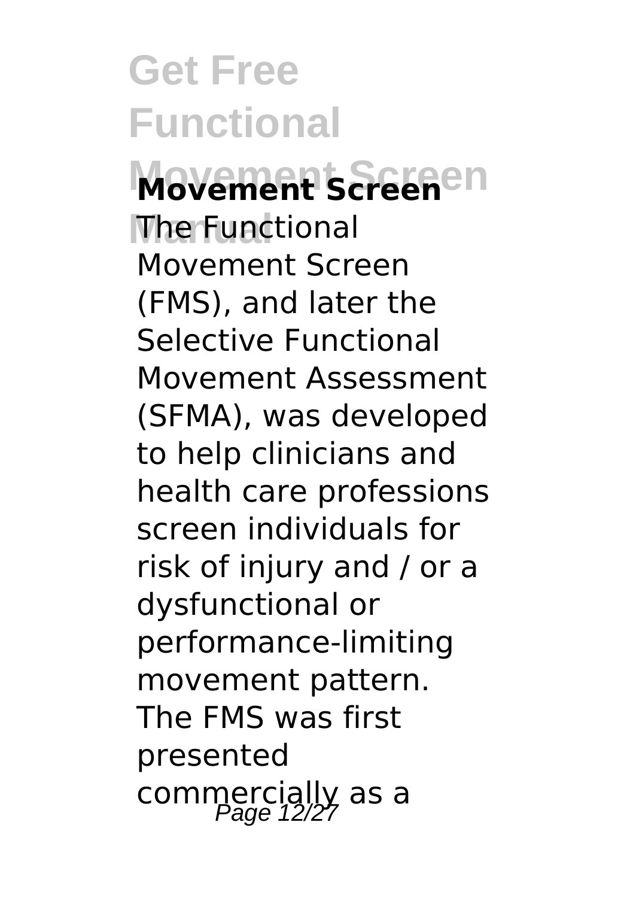## Movement Screen

The Functional Movement Screen (FMS), and later the Selective Functional Movement Assessment (SFMA), was developed to help clinicians and health care professions screen individuals for risk of injury and / or a dysfunctional or performance-limiting movement pattern. The FMS was first presented commercially as a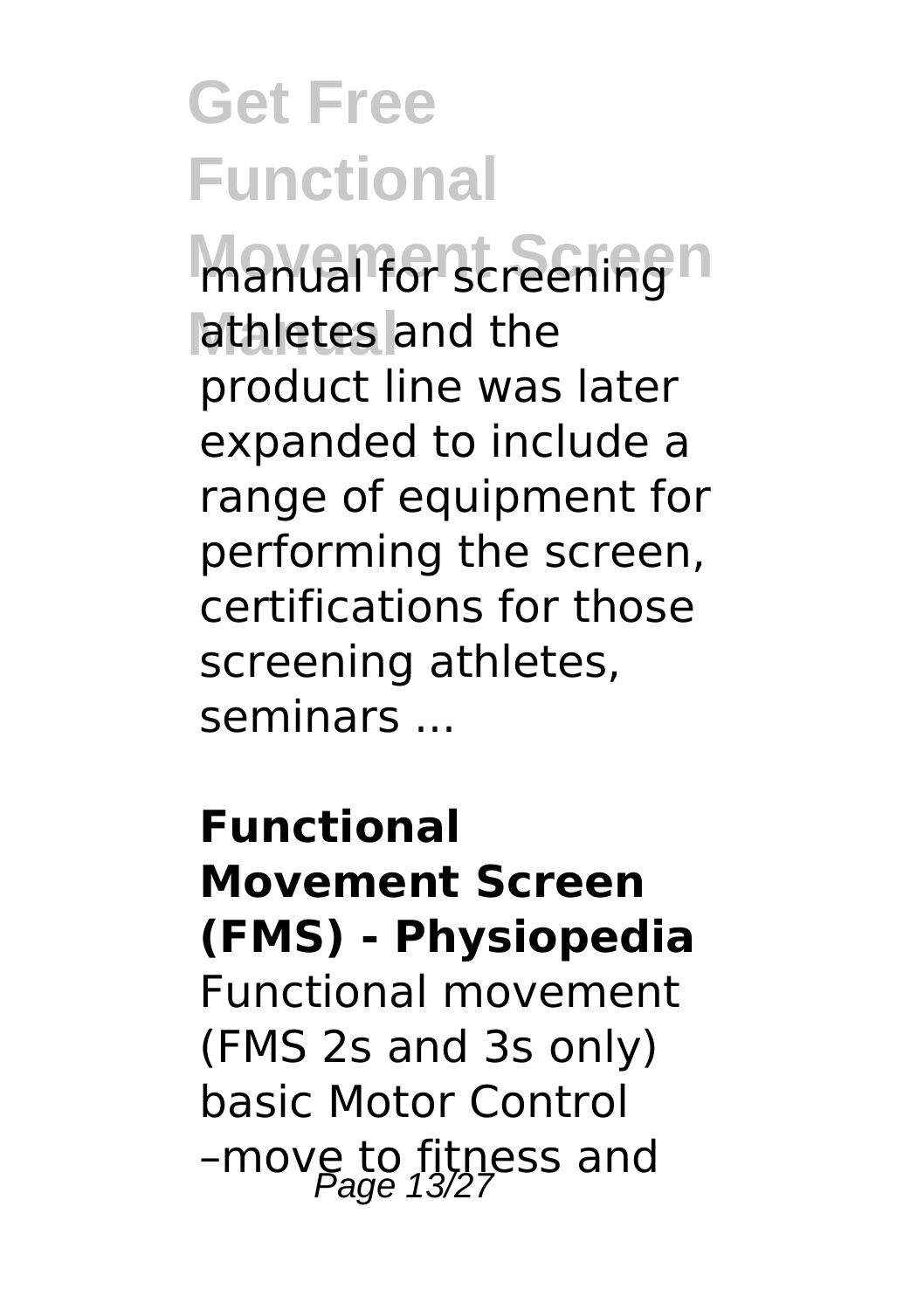manual for screening athletes and the product line was later expanded to include a range of equipment for performing the screen, certifications for those screening athletes, seminars ...

**Functional Movement Screen (FMS) - Physiopedia**

Functional movement (FMS 2s and 3s only) basic Motor Control –move to fitness and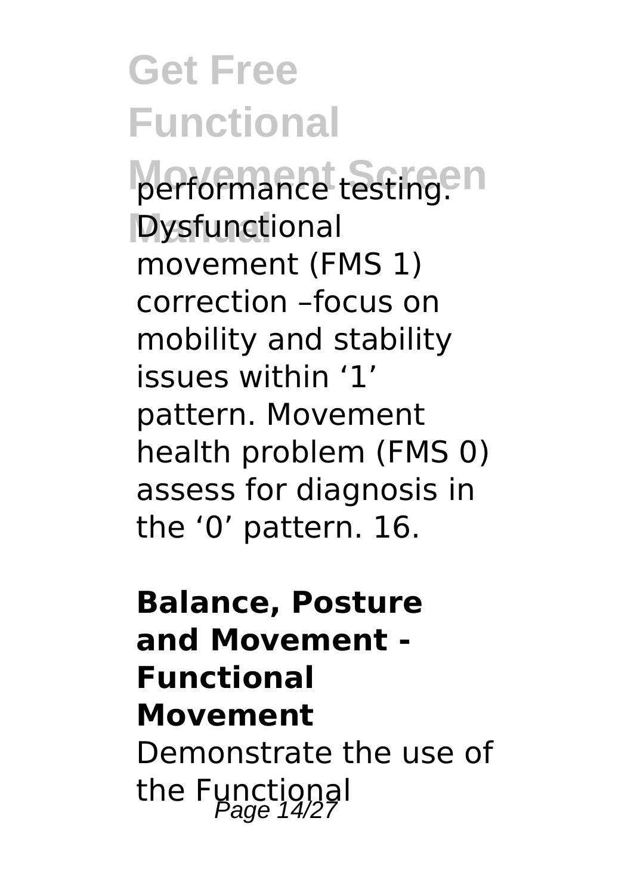performance testing. Dysfunctional movement (FMS 1) correction –focus on mobility and stability issues within '1' pattern. Movement health problem (FMS 0) assess for diagnosis in the '0' pattern. 16.

**Balance, Posture and Movement - Functional Movement**

Demonstrate the use of the Functional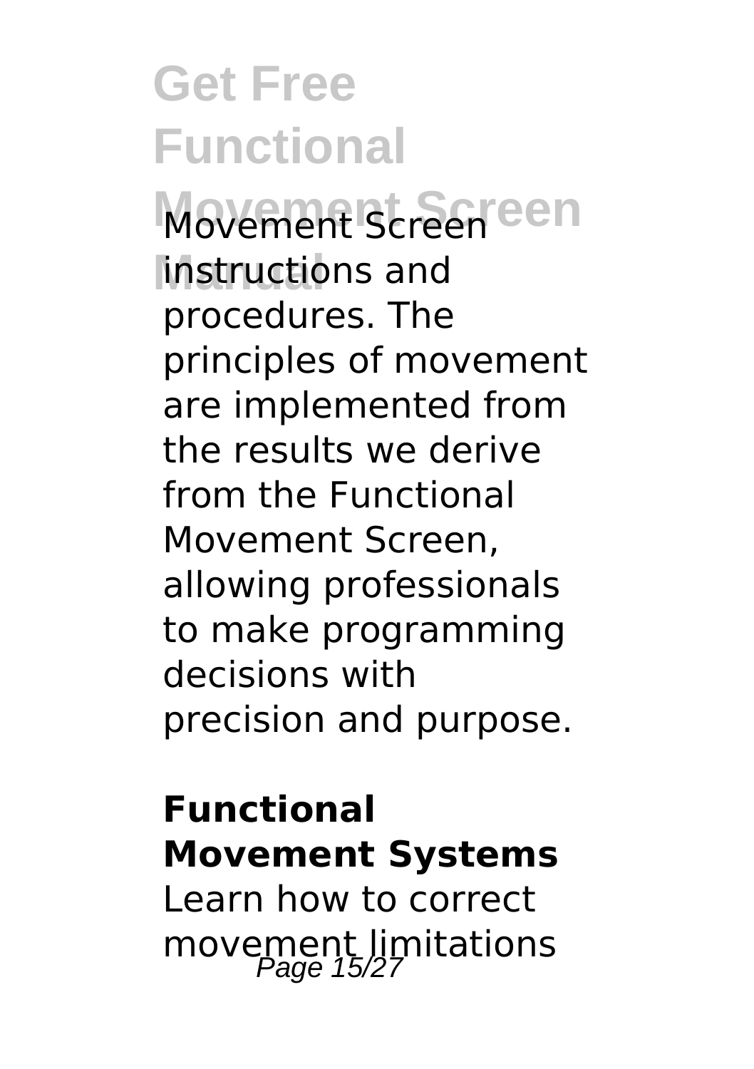instructions and procedures. The principles of movement are implemented from the results we derive from the Functional Movement Screen, allowing professionals to make programming decisions with precision and purpose.

**Functional Movement Systems**

Learn how to correct movement limitations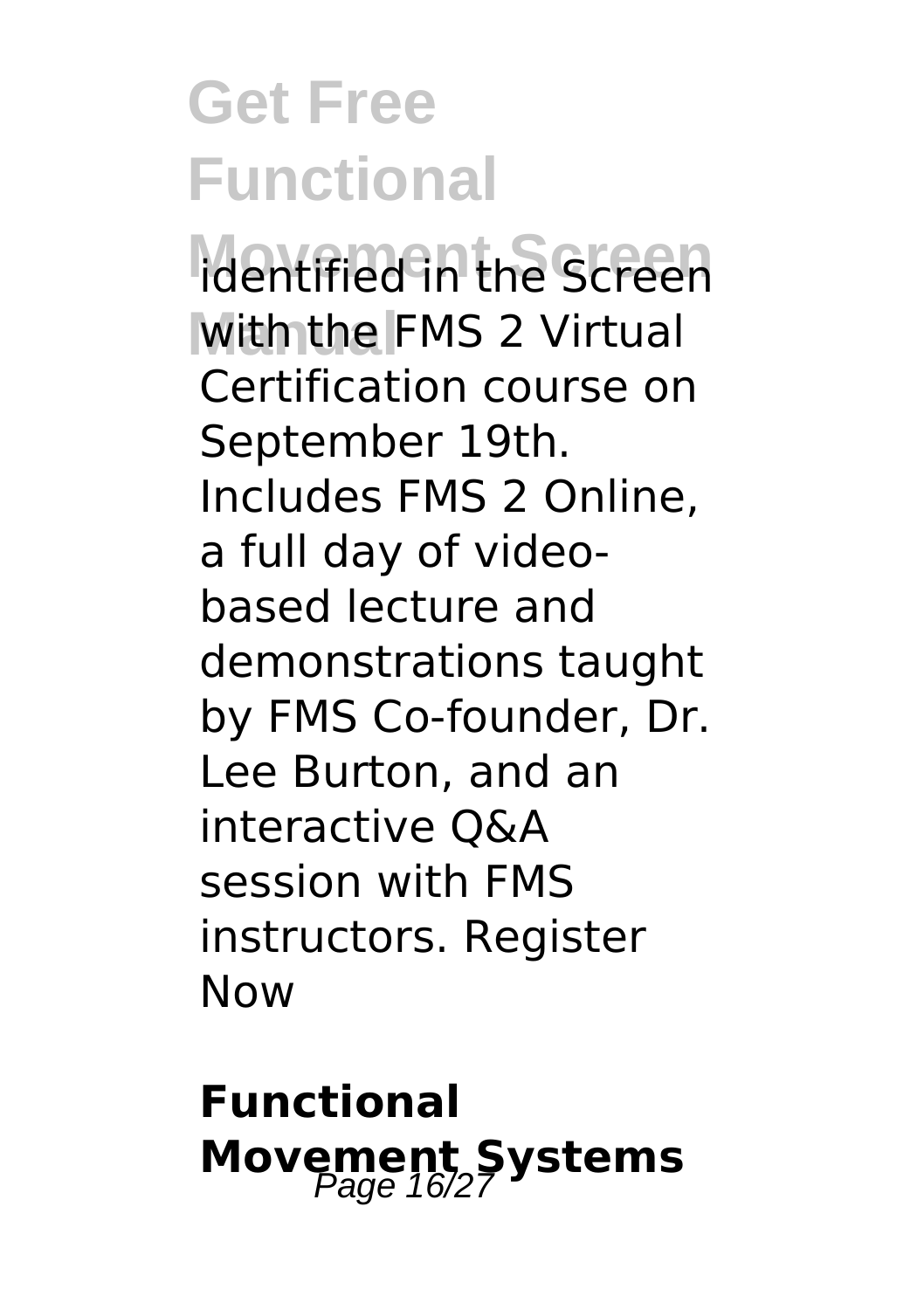identified in the Screen with the FMS 2 Virtual Certification course on September 19th. Includes FMS 2 Online, a full day of video-based lecture and demonstrations taught by FMS Co-founder, Dr. Lee Burton, and an interactive Q&A session with FMS instructors. Register Now

## Functional Movement Systems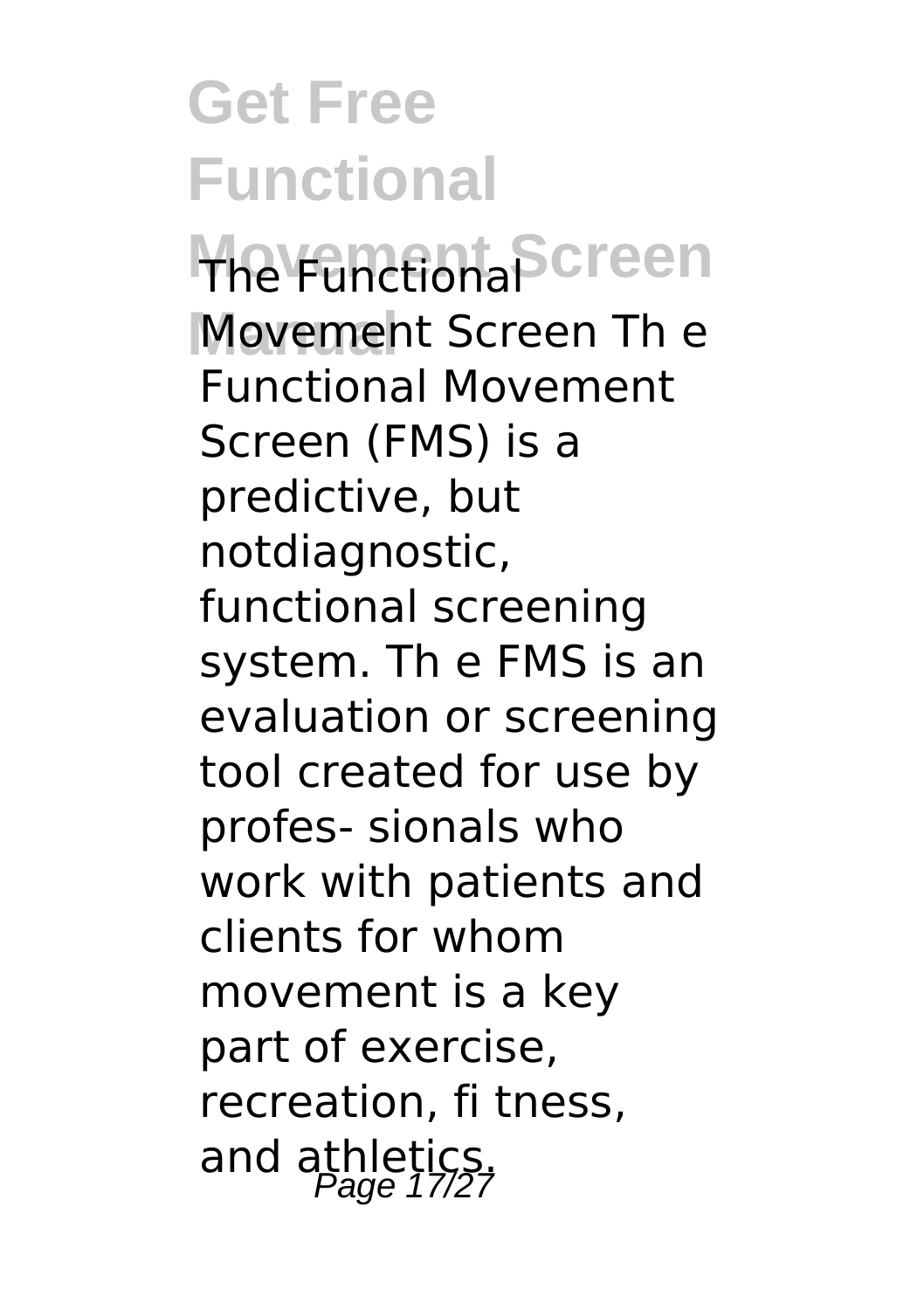The Functional Movement Screen Th e Functional Movement Screen (FMS) is a predictive, but notdiagnostic, functional screening system. Th e FMS is an evaluation or screening tool created for use by profes- sionals who work with patients and clients for whom movement is a key part of exercise, recreation, fi tness, and athletics.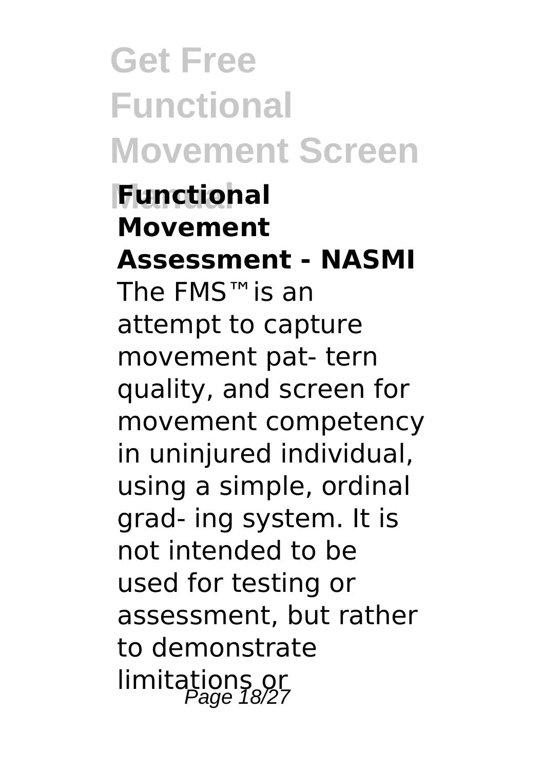## Functional Movement Assessment - NASMI

The FMS™ is an attempt to capture movement pat- tern quality, and screen for movement competency in uninjured individual, using a simple, ordinal grad- ing system. It is not intended to be used for testing or assessment, but rather to demonstrate limitations or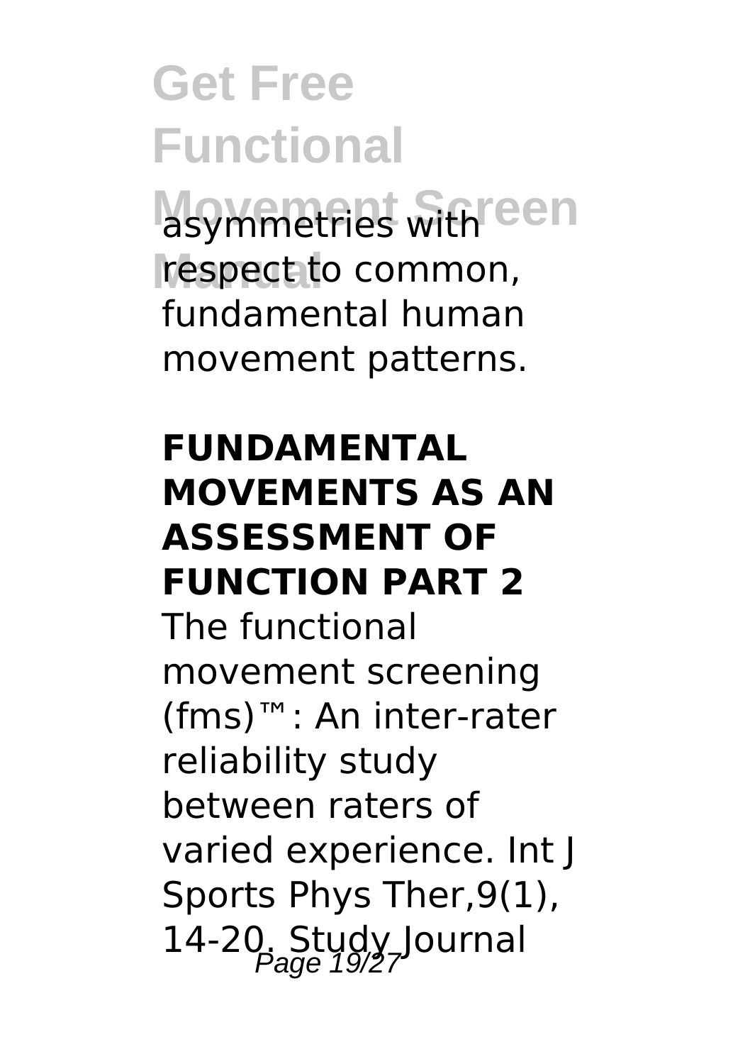asymmetries with respect to common, fundamental human movement patterns.

## FUNDAMENTAL MOVEMENTS AS AN ASSESSMENT OF FUNCTION PART 2

The functional movement screening (fms)™: An inter-rater reliability study between raters of varied experience. Int J Sports Phys Ther,9(1), 14-20. Study Journal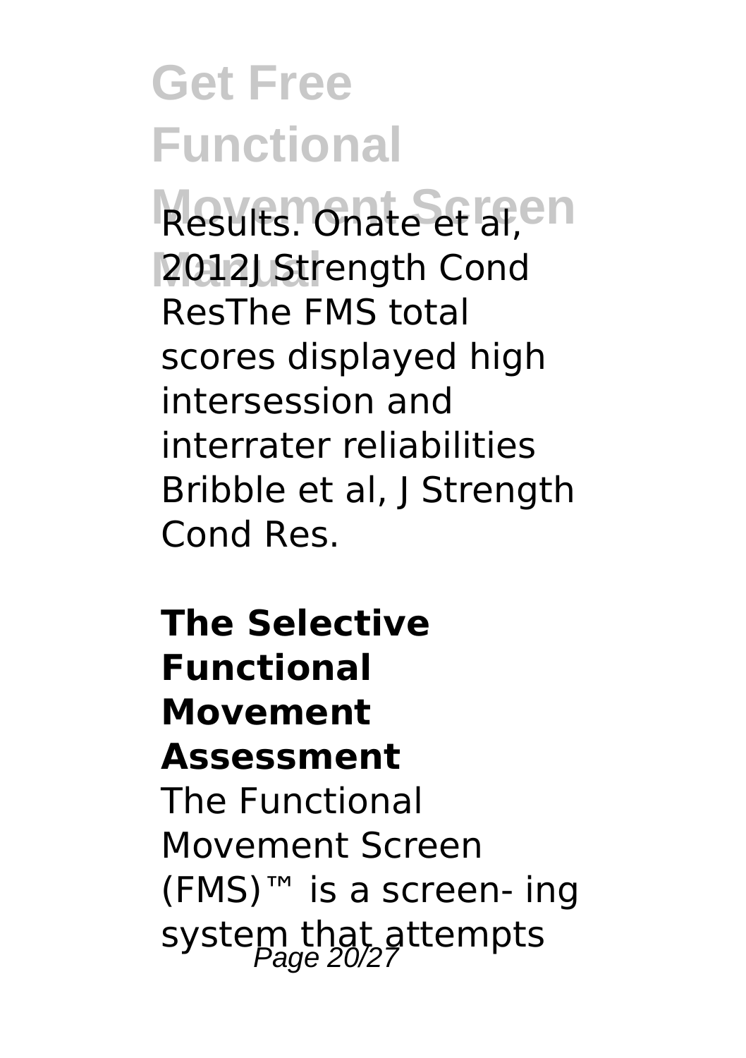Results. Onate et al, 2012J Strength Cond ResThe FMS total scores displayed high intersession and interrater reliabilities Bribble et al, J Strength Cond Res.

## The Selective Functional Movement Assessment

The Functional Movement Screen (FMS)™ is a screen- ing system that attempts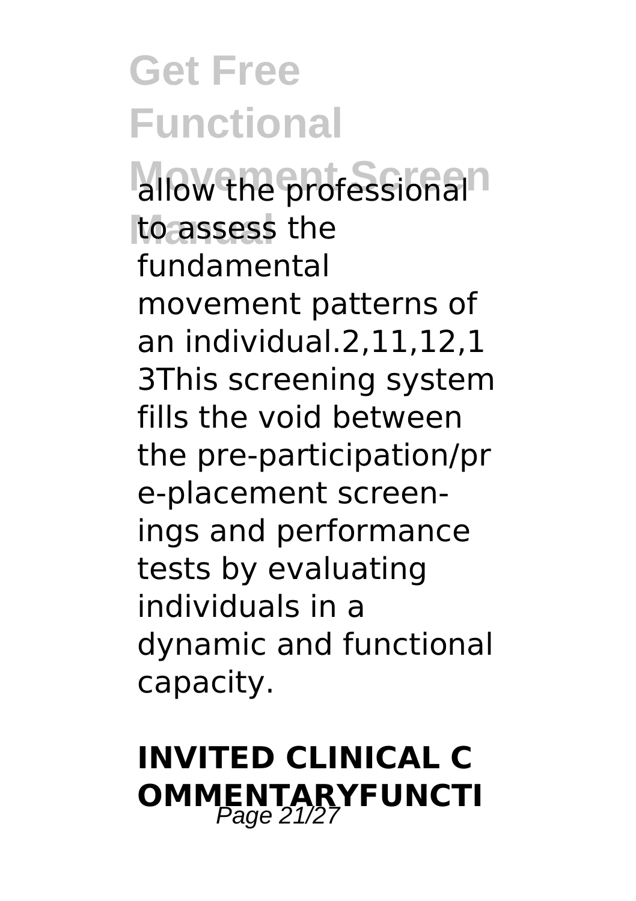allow the professional to assess the fundamental movement patterns of an individual.2,11,12,13This screening system fills the void between the pre-participation/pre-placement screen-ings and performance tests by evaluating individuals in a dynamic and functional capacity.

## INVITED CLINICAL COMMENTARYFUNCTI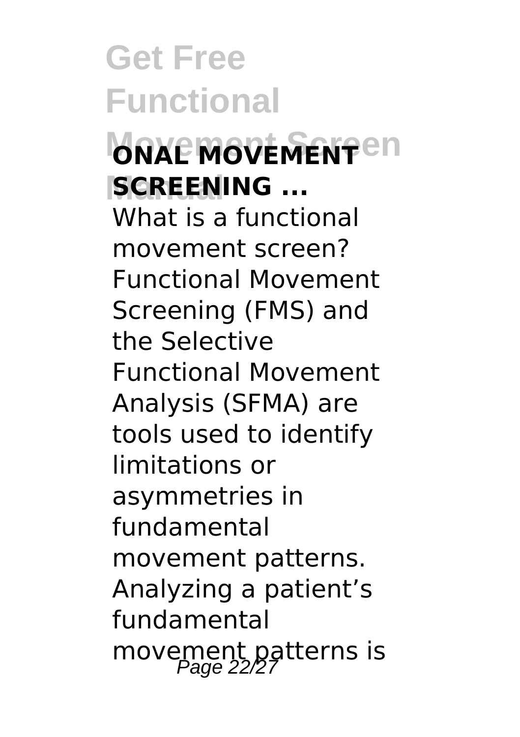**ONAL MOVEMENT SCREENING ...**

What is a functional movement screen? Functional Movement Screening (FMS) and the Selective Functional Movement Analysis (SFMA) are tools used to identify limitations or asymmetries in fundamental movement patterns. Analyzing a patient's fundamental movement patterns is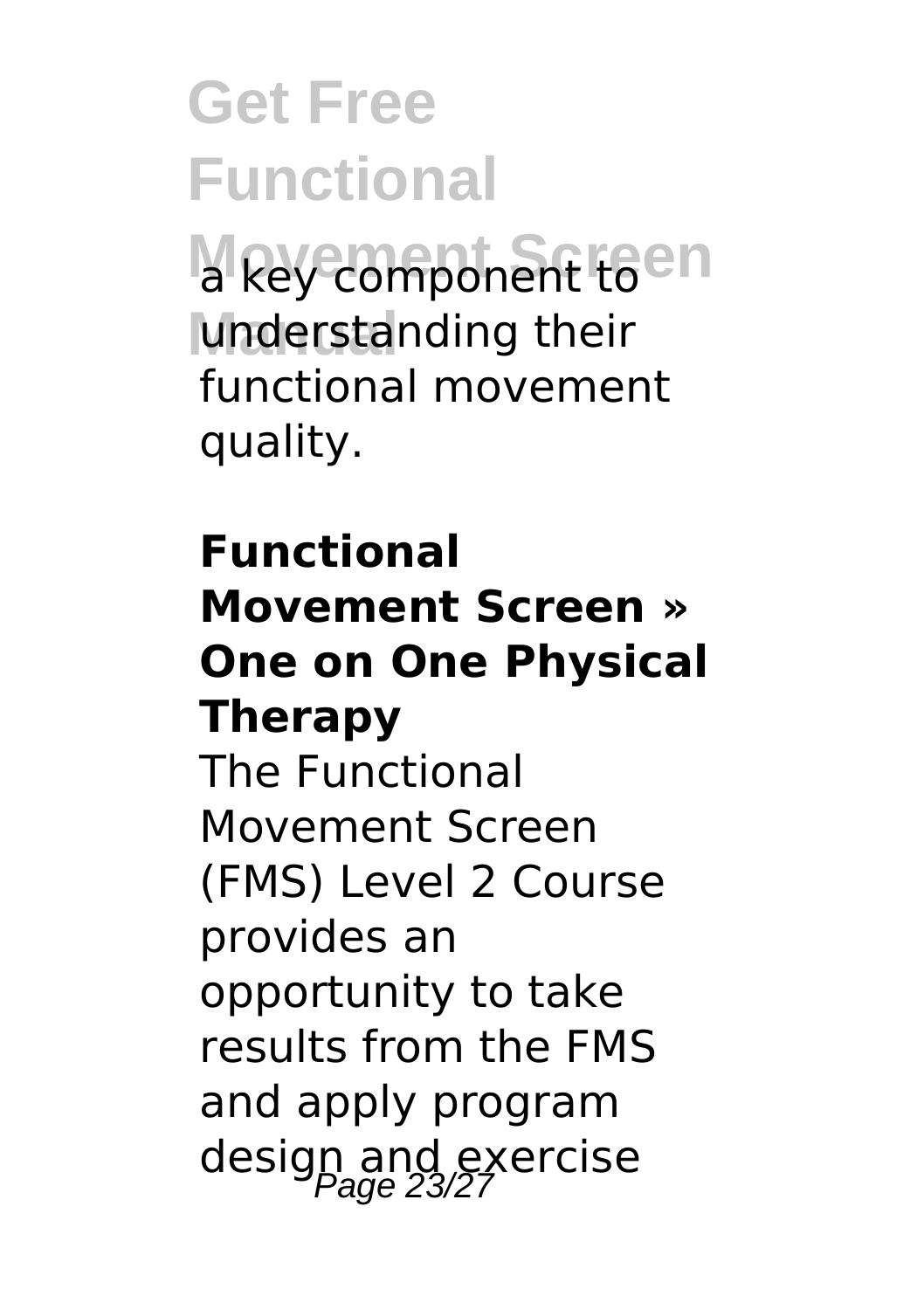a key component to understanding their functional movement quality.

**Functional Movement Screen » One on One Physical Therapy**

The Functional Movement Screen (FMS) Level 2 Course provides an opportunity to take results from the FMS and apply program design and exercise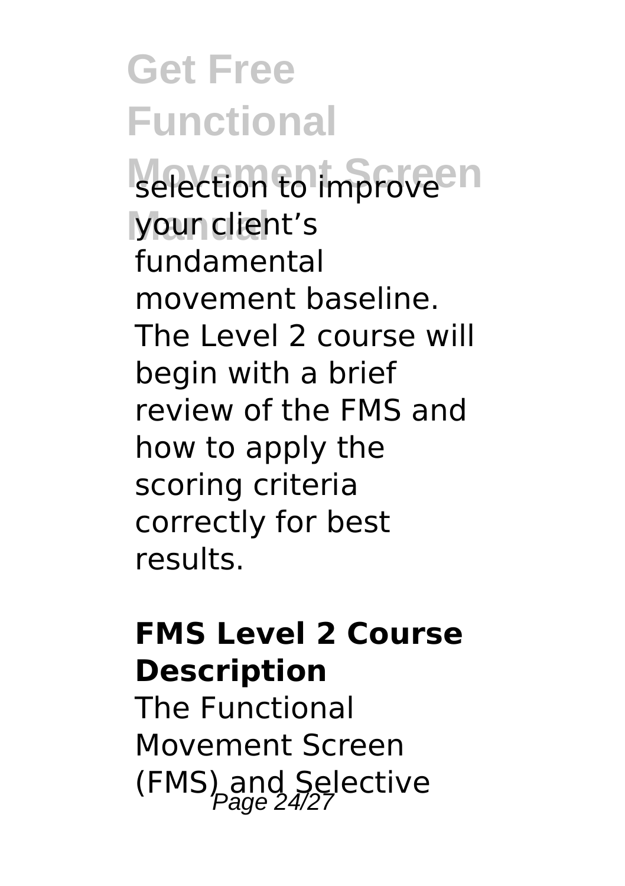selection to improve your client's fundamental movement baseline. The Level 2 course will begin with a brief review of the FMS and how to apply the scoring criteria correctly for best results.

**FMS Level 2 Course Description**

The Functional Movement Screen (FMS) and Selective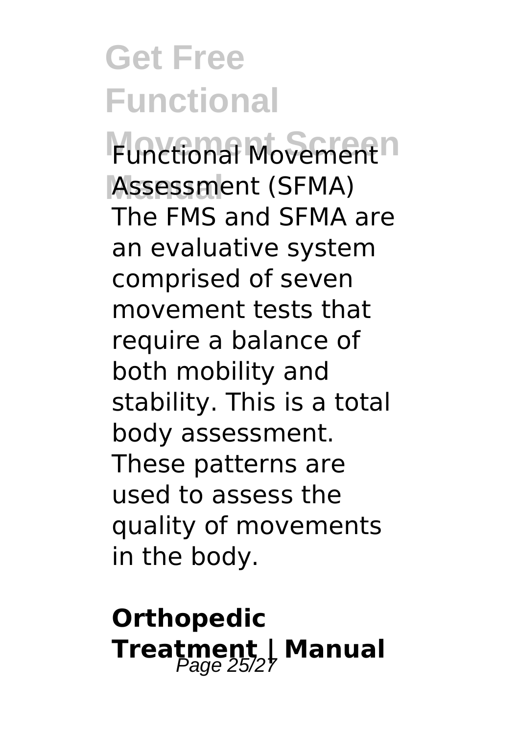Functional Movement Assessment (SFMA) The FMS and SFMA are an evaluative system comprised of seven movement tests that require a balance of both mobility and stability. This is a total body assessment. These patterns are used to assess the quality of movements in the body.

## Orthopedic Treatment | Manual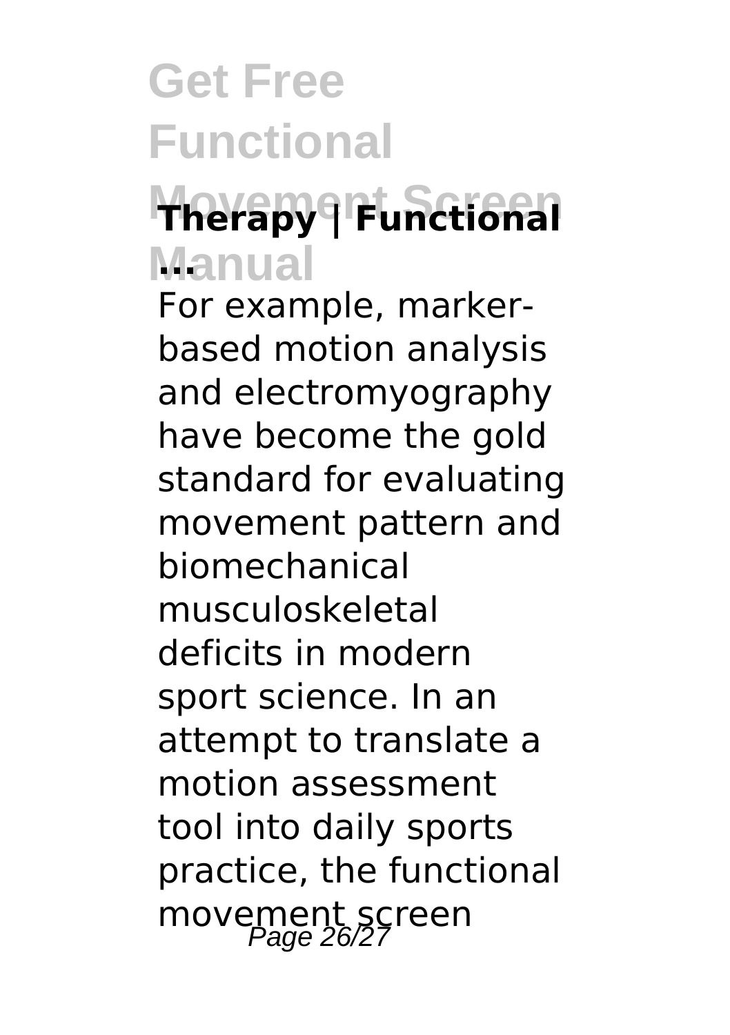**Therapy | Functional ...**

For example, marker-based motion analysis and electromyography have become the gold standard for evaluating movement pattern and biomechanical musculoskeletal deficits in modern sport science. In an attempt to translate a motion assessment tool into daily sports practice, the functional movement screen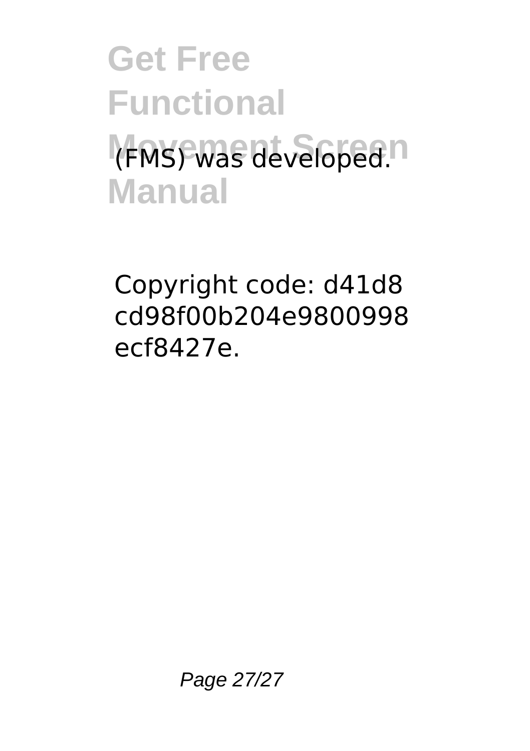(FMS) was developed.

Copyright code: d41d8cd98f00b204e9800998ecf8427e.